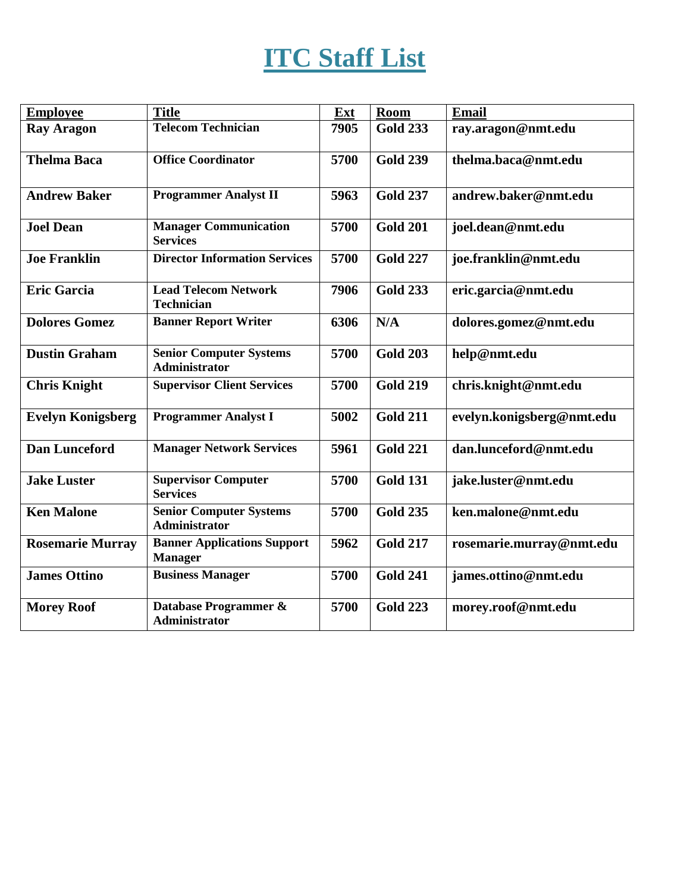# ITC Staff List

| Employee | Title | Ext | Room | Email |
|---|---|---|---|---|
| Ray Aragon | Telecom Technician | 7905 | Gold 233 | ray.aragon@nmt.edu |
| Thelma Baca | Office Coordinator | 5700 | Gold 239 | thelma.baca@nmt.edu |
| Andrew Baker | Programmer Analyst II | 5963 | Gold 237 | andrew.baker@nmt.edu |
| Joel Dean | Manager Communication Services | 5700 | Gold 201 | joel.dean@nmt.edu |
| Joe Franklin | Director Information Services | 5700 | Gold 227 | joe.franklin@nmt.edu |
| Eric Garcia | Lead Telecom Network Technician | 7906 | Gold 233 | eric.garcia@nmt.edu |
| Dolores Gomez | Banner Report Writer | 6306 | N/A | dolores.gomez@nmt.edu |
| Dustin Graham | Senior Computer Systems Administrator | 5700 | Gold 203 | help@nmt.edu |
| Chris Knight | Supervisor Client Services | 5700 | Gold 219 | chris.knight@nmt.edu |
| Evelyn Konigsberg | Programmer Analyst I | 5002 | Gold 211 | evelyn.konigsberg@nmt.edu |
| Dan Lunceford | Manager Network Services | 5961 | Gold 221 | dan.lunceford@nmt.edu |
| Jake Luster | Supervisor Computer Services | 5700 | Gold 131 | jake.luster@nmt.edu |
| Ken Malone | Senior Computer Systems Administrator | 5700 | Gold 235 | ken.malone@nmt.edu |
| Rosemarie Murray | Banner Applications Support Manager | 5962 | Gold 217 | rosemarie.murray@nmt.edu |
| James Ottino | Business Manager | 5700 | Gold 241 | james.ottino@nmt.edu |
| Morey Roof | Database Programmer & Administrator | 5700 | Gold 223 | morey.roof@nmt.edu |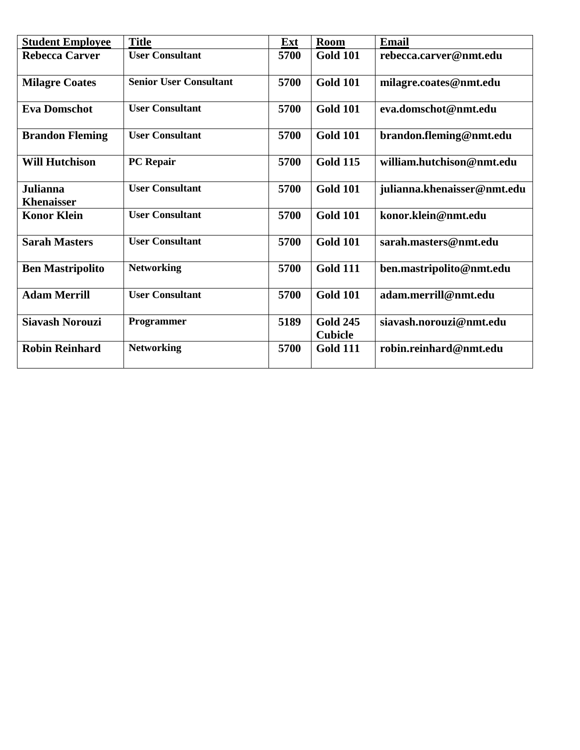| Student Employee | Title | Ext | Room | Email |
|---|---|---|---|---|
| Rebecca Carver | User Consultant | 5700 | Gold 101 | rebecca.carver@nmt.edu |
| Milagre Coates | Senior User Consultant | 5700 | Gold 101 | milagre.coates@nmt.edu |
| Eva Domschot | User Consultant | 5700 | Gold 101 | eva.domschot@nmt.edu |
| Brandon Fleming | User Consultant | 5700 | Gold 101 | brandon.fleming@nmt.edu |
| Will Hutchison | PC Repair | 5700 | Gold 115 | william.hutchison@nmt.edu |
| Julianna Khenaisser | User Consultant | 5700 | Gold 101 | julianna.khenaisser@nmt.edu |
| Konor Klein | User Consultant | 5700 | Gold 101 | konor.klein@nmt.edu |
| Sarah Masters | User Consultant | 5700 | Gold 101 | sarah.masters@nmt.edu |
| Ben Mastripolito | Networking | 5700 | Gold 111 | ben.mastripolito@nmt.edu |
| Adam Merrill | User Consultant | 5700 | Gold 101 | adam.merrill@nmt.edu |
| Siavash Norouzi | Programmer | 5189 | Gold 245 Cubicle | siavash.norouzi@nmt.edu |
| Robin Reinhard | Networking | 5700 | Gold 111 | robin.reinhard@nmt.edu |